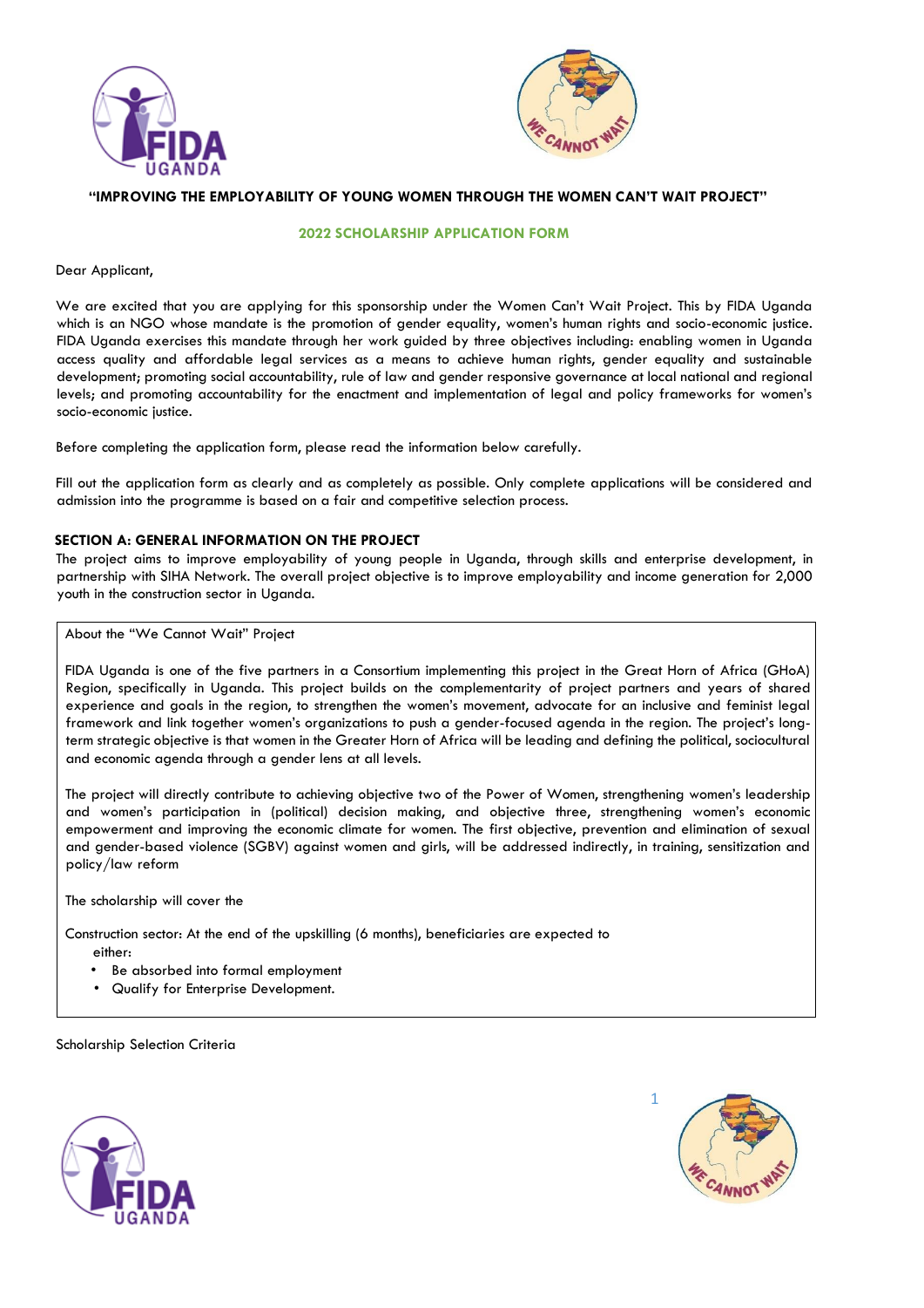**"IMPROVING THE EMPLOYABILITY OF YOUNG WOMEN THROUGH THE WOMEN CAN'T WAIT PROJECT"**

## 2022 SCHOLARSHIP APPLICATION FORM

Dear Applicant,

We are excited that you are applying for this sponsorship under the Women Can't Wait Project. This by FIDA Uganda which is an NGO whose mandate is the promotion of gender equality, women's human rights and socio-economic justice. FIDA Uganda exercises this mandate through her work guided by three objectives including: enabling women in Uganda access quality and affordable legal services as a means to achieve human rights, gender equality and sustainable development; promoting social accountability, rule of law and gender responsive governance at local national and regional levels; and promoting accountability for the enactment and implementation of legal and policy frameworks for women's socio-economic justice.

Before completing the application form, please read the information below carefully.

Fill out the application form as clearly and as completely as possible. Only complete applications will be considered and admission into the programme is based on a fair and competitive selection process.

### SECTION A: GENERAL INFORMATION ON THE PROJECT

The project aims to improve employability of young people in Uganda, through skills and enterprise development, in partnership with SIHA Network. The overall project objective is to improve employability and income generation for 2,000 youth in the construction sector in Uganda.

About the "We Cannot Wait" Project

FIDA Uganda is one of the five partners in a Consortium implementing this project in the Great Horn of Africa (GHoA) Region, specifically in Uganda. This project builds on the complementarity of project partners and years of shared experience and goals in the region, to strengthen the women's movement, advocate for an inclusive and feminist legal framework and link together women's organizations to push a gender-focused agenda in the region. The project's long-term strategic objective is that women in the Greater Horn of Africa will be leading and defining the political, sociocultural and economic agenda through a gender lens at all levels.

The project will directly contribute to achieving objective two of the Power of Women, strengthening women's leadership and women's participation in (political) decision making, and objective three, strengthening women's economic empowerment and improving the economic climate for women. The first objective, prevention and elimination of sexual and gender-based violence (SGBV) against women and girls, will be addressed indirectly, in training, sensitization and policy/law reform

The scholarship will cover the

Construction sector: At the end of the upskilling (6 months), beneficiaries are expected to either:

- Be absorbed into formal employment
- Qualify for Enterprise Development.

Scholarship Selection Criteria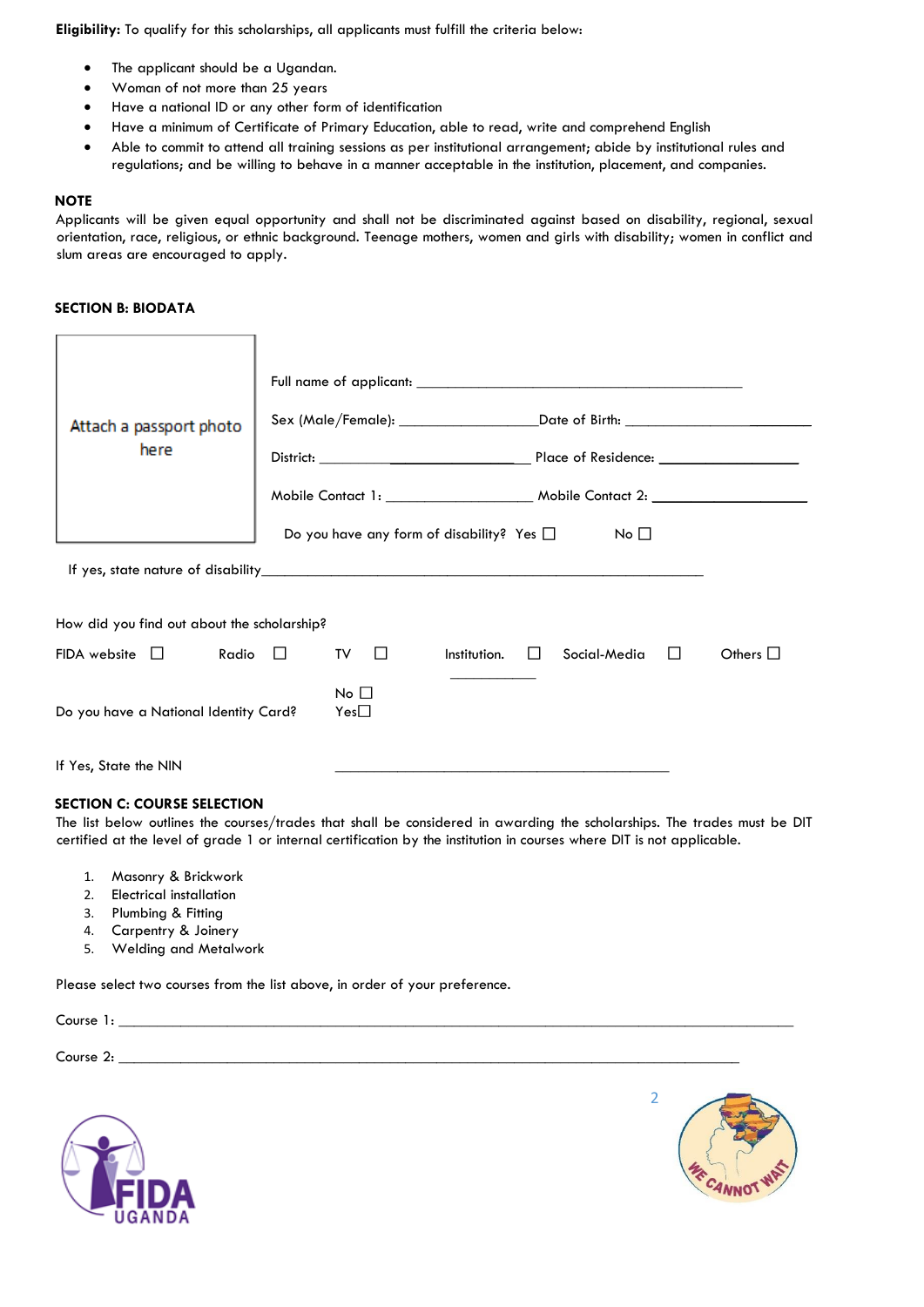**Eligibility:** To qualify for this scholarships, all applicants must fulfill the criteria below:

- The applicant should be a Ugandan.
- Woman of not more than 25 years
- Have a national ID or any other form of identification
- Have a minimum of Certificate of Primary Education, able to read, write and comprehend English
- Able to commit to attend all training sessions as per institutional arrangement; abide by institutional rules and regulations; and be willing to behave in a manner acceptable in the institution, placement, and companies.

**NOTE**

Applicants will be given equal opportunity and shall not be discriminated against based on disability, regional, sexual orientation, race, religious, or ethnic background. Teenage mothers, women and girls with disability; women in conflict and slum areas are encouraged to apply.

**SECTION B: BIODATA**

Attach a passport photo here

Full name of applicant: ___________________________________________

Sex (Male/Female): ___________________Date of Birth: ____________________________

District: ___________________________ Place of Residence: ___________________

Mobile Contact 1: ____________________ Mobile Contact 2: _____________________

Do you have any form of disability? Yes ☐ No ☐

If yes, state nature of disability___________________________________________________________

How did you find out about the scholarship?

FIDA website ☐ Radio ☐ TV ☐ Institution. ☐ ___________ Social-Media ☐ Others ☐

Do you have a National Identity Card? No ☐ Yes☐

If Yes, State the NIN _____________________________________________

**SECTION C: COURSE SELECTION**

The list below outlines the courses/trades that shall be considered in awarding the scholarships. The trades must be DIT certified at the level of grade 1 or internal certification by the institution in courses where DIT is not applicable.

1. Masonry & Brickwork
2. Electrical installation
3. Plumbing & Fitting
4. Carpentry & Joinery
5. Welding and Metalwork

Please select two courses from the list above, in order of your preference.

Course 1: ______________________________________________________________________________

Course 2: ________________________________________________________________________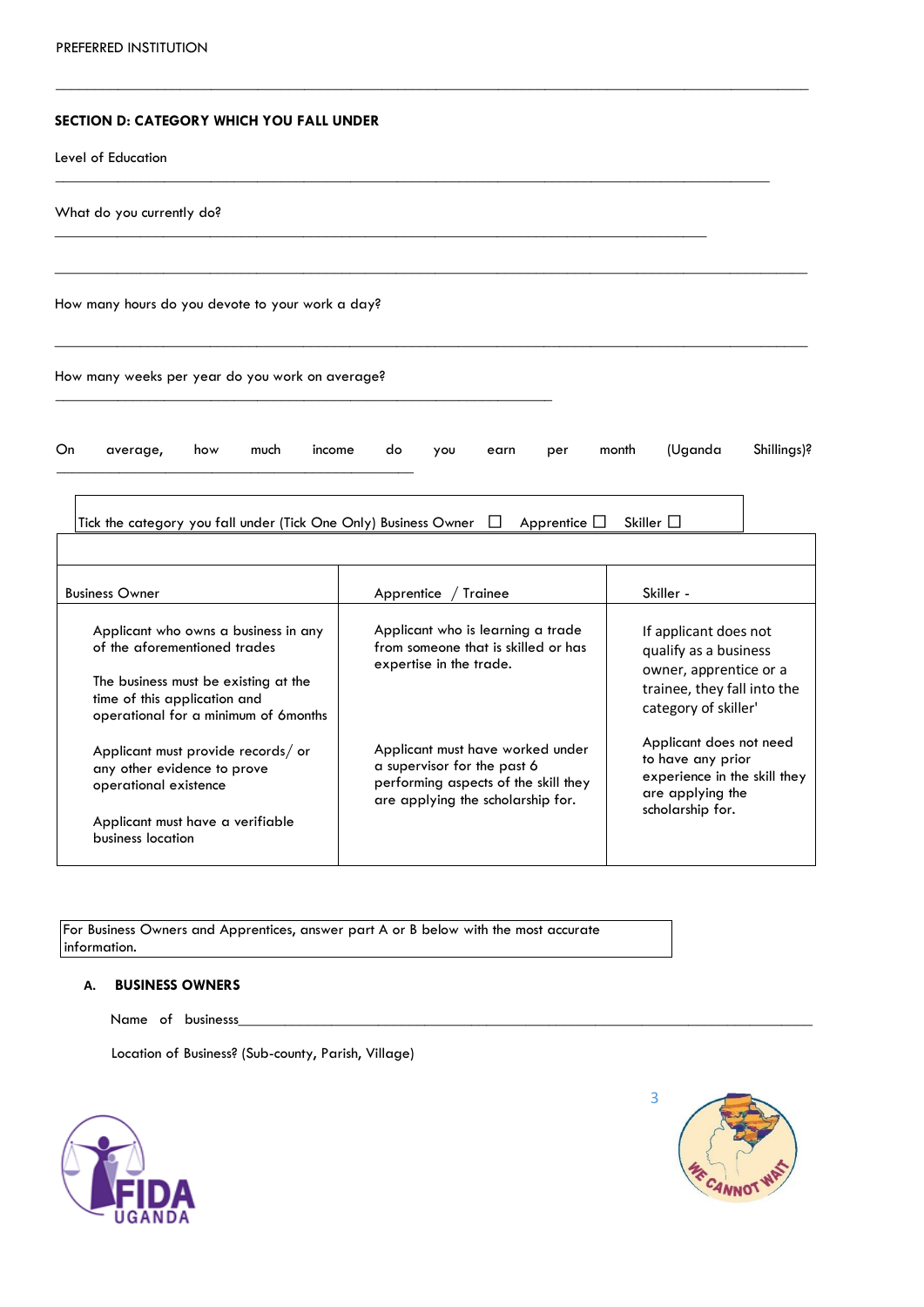PREFERRED INSTITUTION

______________________________________________________________________________

**SECTION D: CATEGORY WHICH YOU FALL UNDER**

Level of Education

______________________________________________________________________________

What do you currently do?

______________________________________________________________________________

______________________________________________________________________________

How many hours do you devote to your work a day?

______________________________________________________________________________

How many weeks per year do you work on average?

______________________________________________________________________________

On average, how much income do you earn per month (Uganda Shillings)? ______________________________________________

Tick the category you fall under (Tick One Only) Business Owner ☐ Apprentice ☐ Skiller ☐

| Business Owner | Apprentice / Trainee | Skiller - |
|---|---|---|
| Applicant who owns a business in any of the aforementioned trades<br><br>The business must be existing at the time of this application and operational for a minimum of 6months<br><br>Applicant must provide records/ or any other evidence to prove operational existence<br><br>Applicant must have a verifiable business location | Applicant who is learning a trade from someone that is skilled or has expertise in the trade.<br><br>Applicant must have worked under a supervisor for the past 6 performing aspects of the skill they are applying the scholarship for. | If applicant does not qualify as a business owner, apprentice or a trainee, they fall into the category of skiller'<br><br>Applicant does not need to have any prior experience in the skill they are applying the scholarship for. |

For Business Owners and Apprentices, answer part A or B below with the most accurate information.

**A. BUSINESS OWNERS**

Name of businesss______________________________________________________________________

Location of Business? (Sub-county, Parish, Village)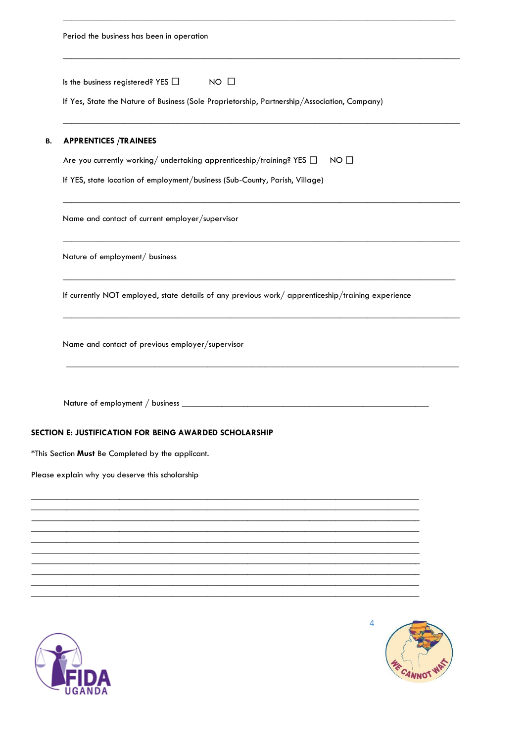_______________________________________________________________________________

Period the business has been in operation

_______________________________________________________________________________

Is the business registered? YES ☐ NO ☐

If Yes, State the Nature of Business (Sole Proprietorship, Partnership/Association, Company)

_______________________________________________________________________________

**B. APPRENTICES /TRAINEES**

Are you currently working/ undertaking apprenticeship/training? YES ☐ NO ☐

If YES, state location of employment/business (Sub-County, Parish, Village)

_______________________________________________________________________________

Name and contact of current employer/supervisor

_______________________________________________________________________________

Nature of employment/ business

_______________________________________________________________________________

If currently NOT employed, state details of any previous work/ apprenticeship/training experience

_______________________________________________________________________________

Name and contact of previous employer/supervisor

_______________________________________________________________________________

Nature of employment / business _______________________________________________

**SECTION E: JUSTIFICATION FOR BEING AWARDED SCHOLARSHIP**

*This Section **Must** Be Completed by the applicant.

Please explain why you deserve this scholarship

_______________________________________________________________________________
_______________________________________________________________________________
_______________________________________________________________________________
_______________________________________________________________________________
_______________________________________________________________________________
_______________________________________________________________________________
_______________________________________________________________________________
_______________________________________________________________________________
_______________________________________________________________________________
_______________________________________________________________________________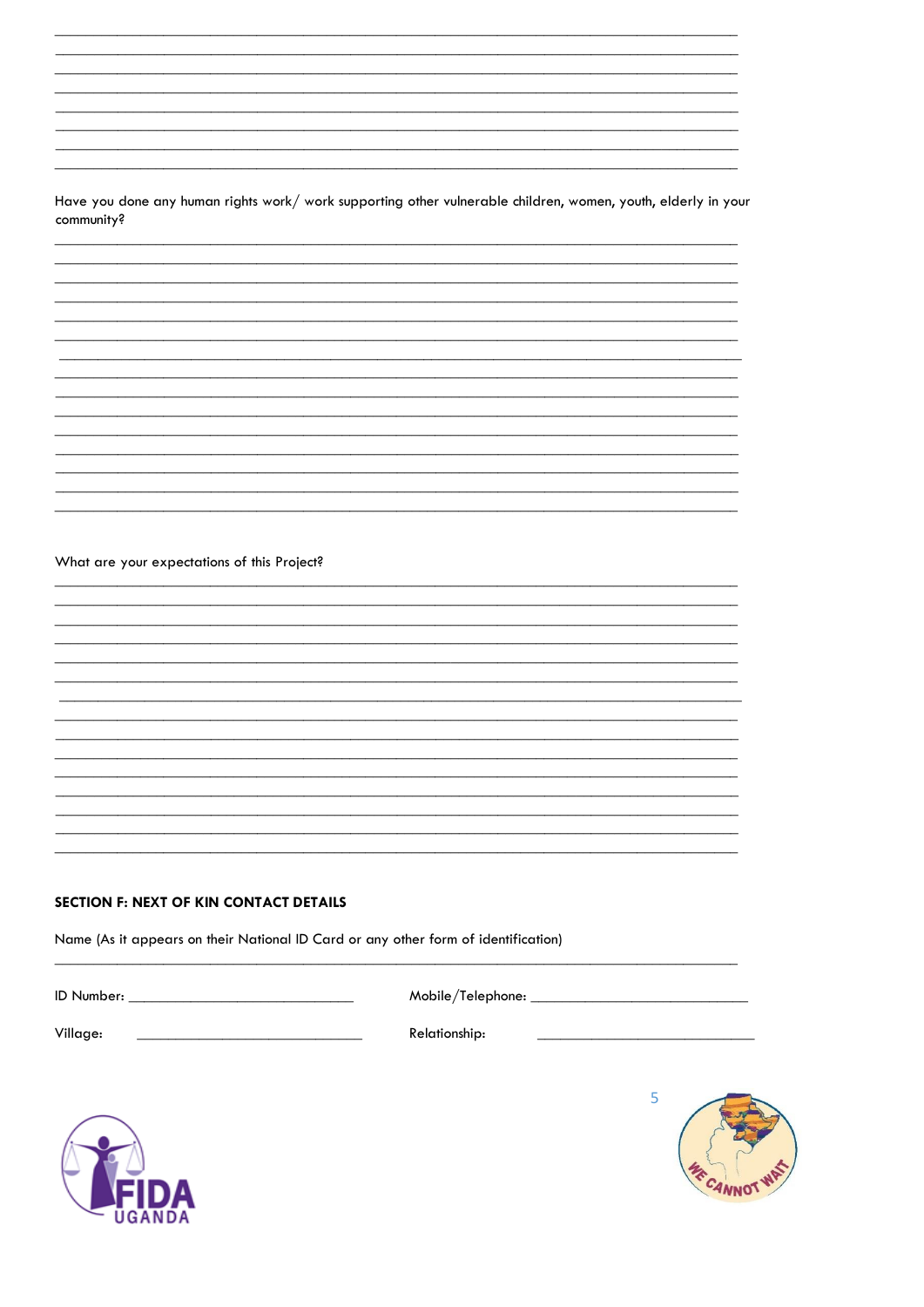Have you done any human rights work/ work supporting other vulnerable children, women, youth, elderly in your community?

What are your expectations of this Project?

## SECTION F: NEXT OF KIN CONTACT DETAILS

Name (As it appears on their National ID Card or any other form of identification)

______________________________________________

ID Number: ______________________ Mobile/Telephone: ______________________

Village: ______________________ Relationship: ______________________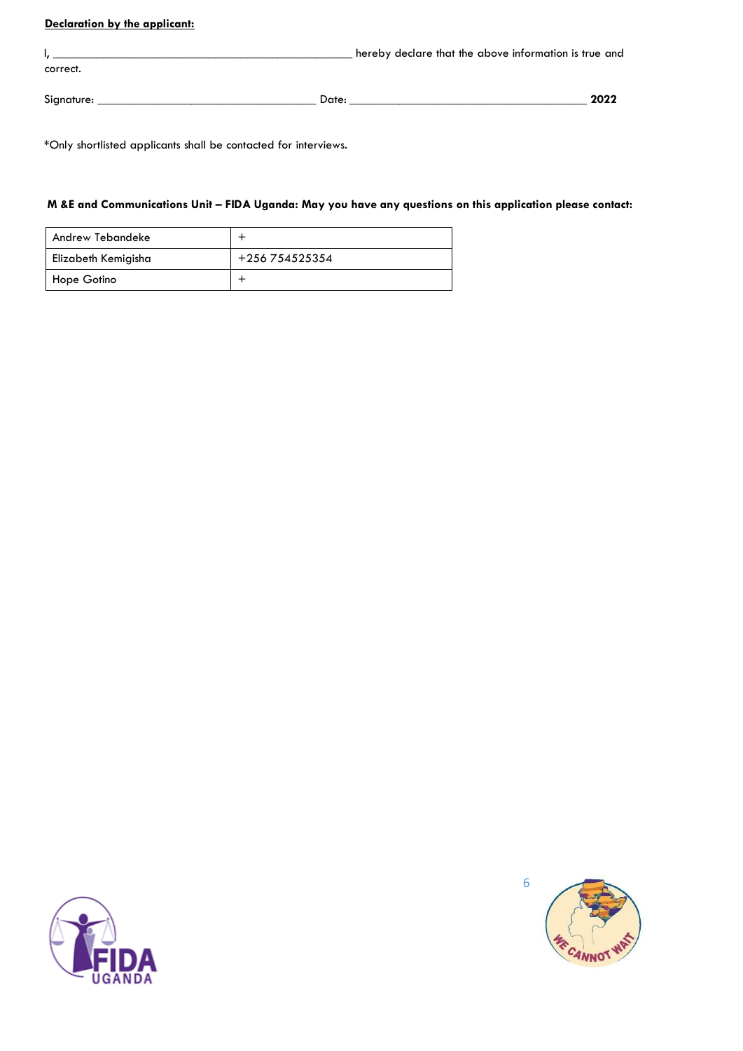**Declaration by the applicant:**

I, _______________________________________________ hereby declare that the above information is true and correct.

Signature: ___________________________________ Date: _______________________________________ **2022**

*Only shortlisted applicants shall be contacted for interviews.

**M &E and Communications Unit – FIDA Uganda: May you have any questions on this application please contact:**

| | |
|---|---|
| Andrew Tebandeke | + |
| Elizabeth Kemigisha | +256 754525354 |
| Hope Gotino | + |